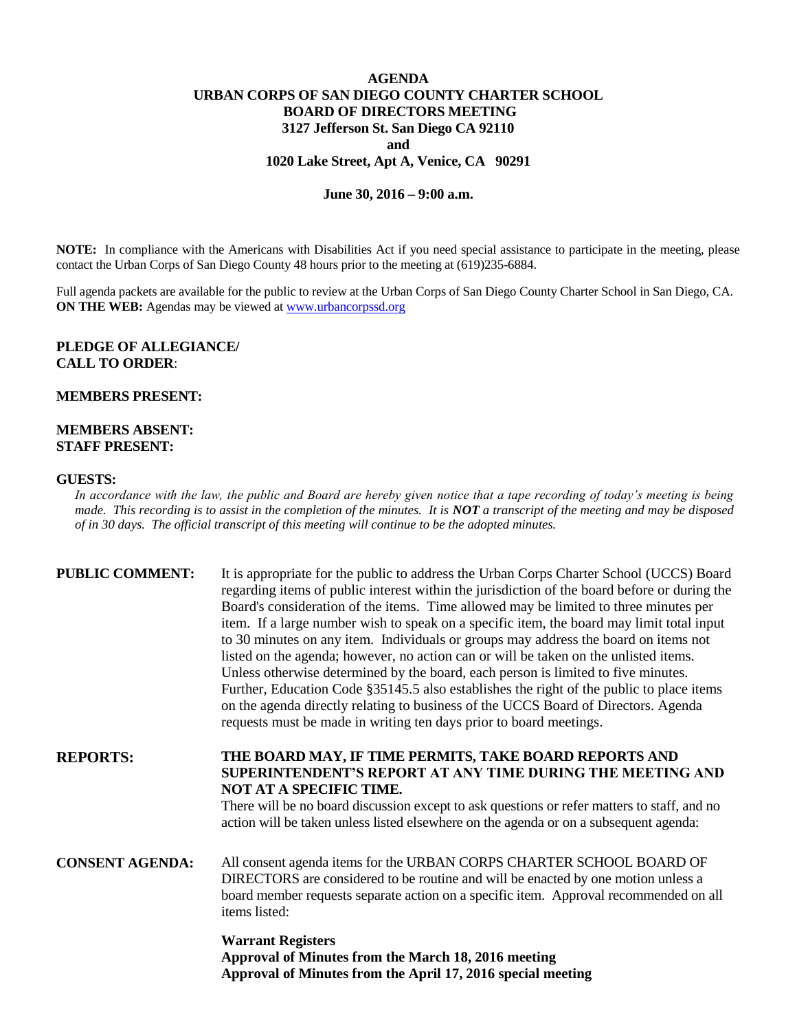# AGENDA
## URBAN CORPS OF SAN DIEGO COUNTY CHARTER SCHOOL
## BOARD OF DIRECTORS MEETING
**3127 Jefferson St. San Diego CA 92110**
**and**
**1020 Lake Street, Apt A, Venice, CA 90291**

**June 30, 2016 – 9:00 a.m.**

**NOTE:** In compliance with the Americans with Disabilities Act if you need special assistance to participate in the meeting, please contact the Urban Corps of San Diego County 48 hours prior to the meeting at (619)235-6884.

Full agenda packets are available for the public to review at the Urban Corps of San Diego County Charter School in San Diego, CA.
**ON THE WEB:** Agendas may be viewed at [www.urbancorpssd.org](www.urbancorpssd.org)

**PLEDGE OF ALLEGIANCE/**
**CALL TO ORDER**:

**MEMBERS PRESENT:**

**MEMBERS ABSENT:**
**STAFF PRESENT:**

**GUESTS:**

*In accordance with the law, the public and Board are hereby given notice that a tape recording of today's meeting is being made. This recording is to assist in the completion of the minutes. It is* ***NOT*** *a transcript of the meeting and may be disposed of in 30 days. The official transcript of this meeting will continue to be the adopted minutes.*

**PUBLIC COMMENT:** It is appropriate for the public to address the Urban Corps Charter School (UCCS) Board regarding items of public interest within the jurisdiction of the board before or during the Board's consideration of the items. Time allowed may be limited to three minutes per item. If a large number wish to speak on a specific item, the board may limit total input to 30 minutes on any item. Individuals or groups may address the board on items not listed on the agenda; however, no action can or will be taken on the unlisted items. Unless otherwise determined by the board, each person is limited to five minutes. Further, Education Code §35145.5 also establishes the right of the public to place items on the agenda directly relating to business of the UCCS Board of Directors. Agenda requests must be made in writing ten days prior to board meetings.

**REPORTS:** **THE BOARD MAY, IF TIME PERMITS, TAKE BOARD REPORTS AND SUPERINTENDENT'S REPORT AT ANY TIME DURING THE MEETING AND NOT AT A SPECIFIC TIME.**
There will be no board discussion except to ask questions or refer matters to staff, and no action will be taken unless listed elsewhere on the agenda or on a subsequent agenda:

**CONSENT AGENDA:** All consent agenda items for the URBAN CORPS CHARTER SCHOOL BOARD OF DIRECTORS are considered to be routine and will be enacted by one motion unless a board member requests separate action on a specific item. Approval recommended on all items listed:

**Warrant Registers**
**Approval of Minutes from the March 18, 2016 meeting**
**Approval of Minutes from the April 17, 2016 special meeting**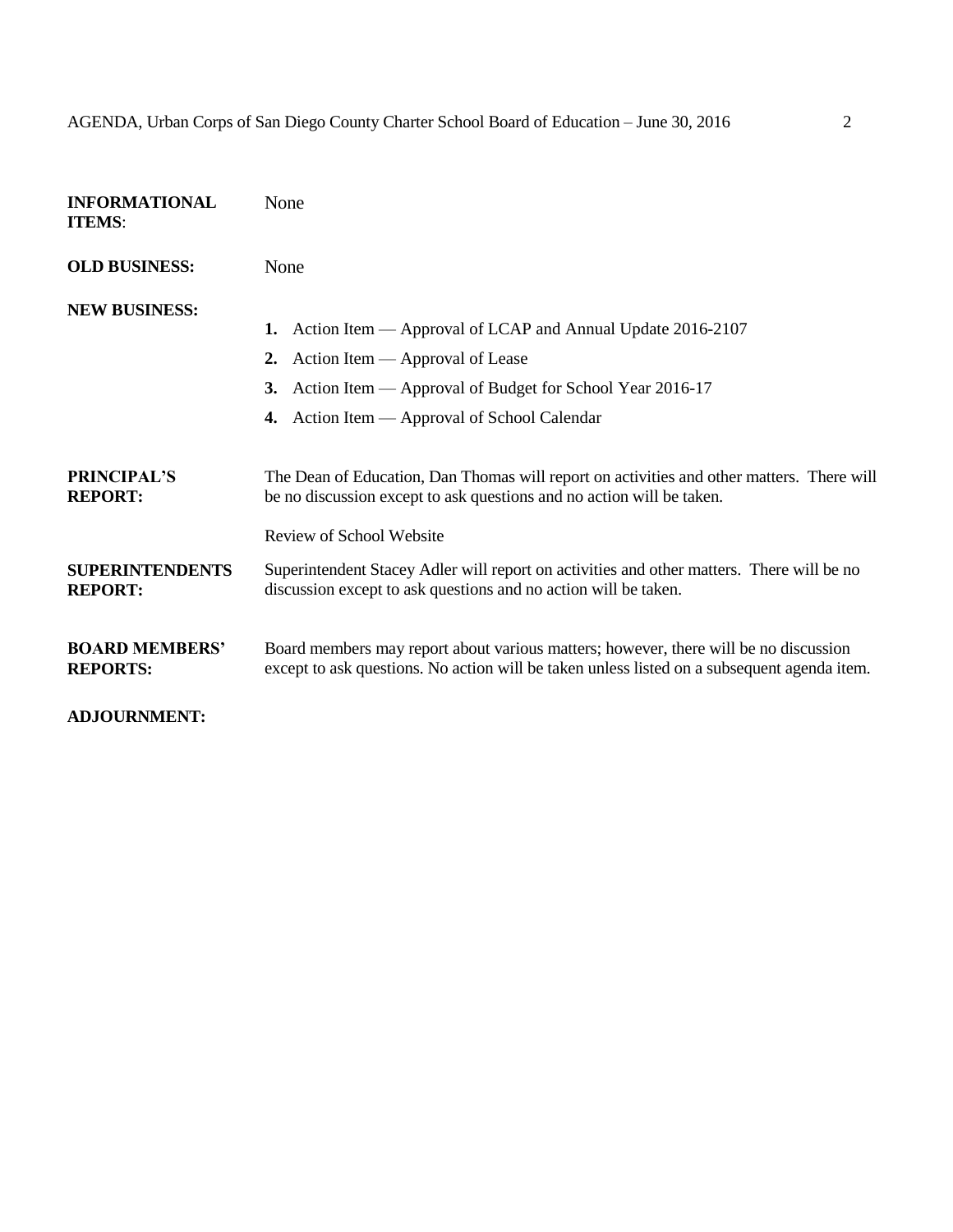**INFORMATIONAL ITEMS**: None

**OLD BUSINESS:** None

**NEW BUSINESS:**

1. Action Item — Approval of LCAP and Annual Update 2016-2107
2. Action Item — Approval of Lease
3. Action Item — Approval of Budget for School Year 2016-17
4. Action Item — Approval of School Calendar

**PRINCIPAL'S REPORT:** The Dean of Education, Dan Thomas will report on activities and other matters. There will be no discussion except to ask questions and no action will be taken.

Review of School Website

**SUPERINTENDENTS REPORT:** Superintendent Stacey Adler will report on activities and other matters. There will be no discussion except to ask questions and no action will be taken.

**BOARD MEMBERS' REPORTS:** Board members may report about various matters; however, there will be no discussion except to ask questions. No action will be taken unless listed on a subsequent agenda item.

**ADJOURNMENT:**